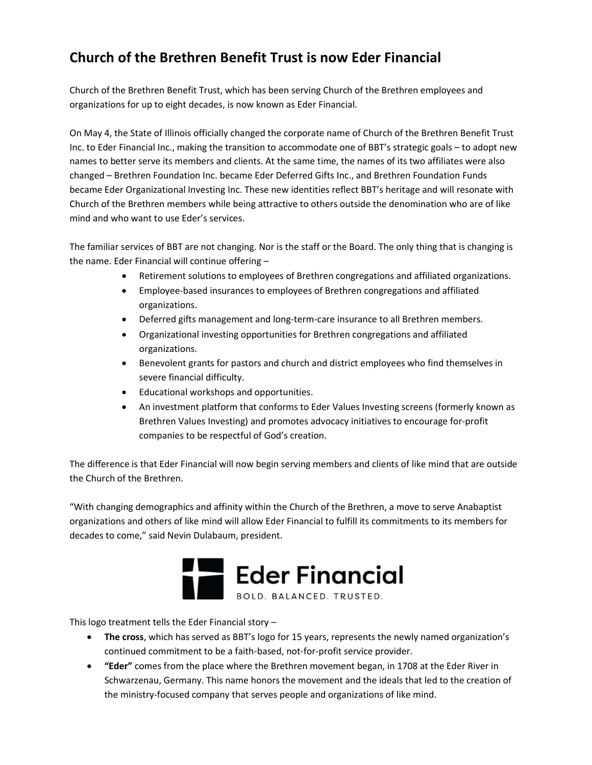# Church of the Brethren Benefit Trust is now Eder Financial

Church of the Brethren Benefit Trust, which has been serving Church of the Brethren employees and organizations for up to eight decades, is now known as Eder Financial.

On May 4, the State of Illinois officially changed the corporate name of Church of the Brethren Benefit Trust Inc. to Eder Financial Inc., making the transition to accommodate one of BBT's strategic goals – to adopt new names to better serve its members and clients. At the same time, the names of its two affiliates were also changed – Brethren Foundation Inc. became Eder Deferred Gifts Inc., and Brethren Foundation Funds became Eder Organizational Investing Inc. These new identities reflect BBT's heritage and will resonate with Church of the Brethren members while being attractive to others outside the denomination who are of like mind and who want to use Eder's services.

The familiar services of BBT are not changing. Nor is the staff or the Board. The only thing that is changing is the name. Eder Financial will continue offering –

- Retirement solutions to employees of Brethren congregations and affiliated organizations.
- Employee-based insurances to employees of Brethren congregations and affiliated organizations.
- Deferred gifts management and long-term-care insurance to all Brethren members.
- Organizational investing opportunities for Brethren congregations and affiliated organizations.
- Benevolent grants for pastors and church and district employees who find themselves in severe financial difficulty.
- Educational workshops and opportunities.
- An investment platform that conforms to Eder Values Investing screens (formerly known as Brethren Values Investing) and promotes advocacy initiatives to encourage for-profit companies to be respectful of God's creation.

The difference is that Eder Financial will now begin serving members and clients of like mind that are outside the Church of the Brethren.

"With changing demographics and affinity within the Church of the Brethren, a move to serve Anabaptist organizations and others of like mind will allow Eder Financial to fulfill its commitments to its members for decades to come," said Nevin Dulabaum, president.

Eder Financial

BOLD. BALANCED. TRUSTED.

This logo treatment tells the Eder Financial story –

- **The cross**, which has served as BBT's logo for 15 years, represents the newly named organization's continued commitment to be a faith-based, not-for-profit service provider.
- **"Eder"** comes from the place where the Brethren movement began, in 1708 at the Eder River in Schwarzenau, Germany. This name honors the movement and the ideals that led to the creation of the ministry-focused company that serves people and organizations of like mind.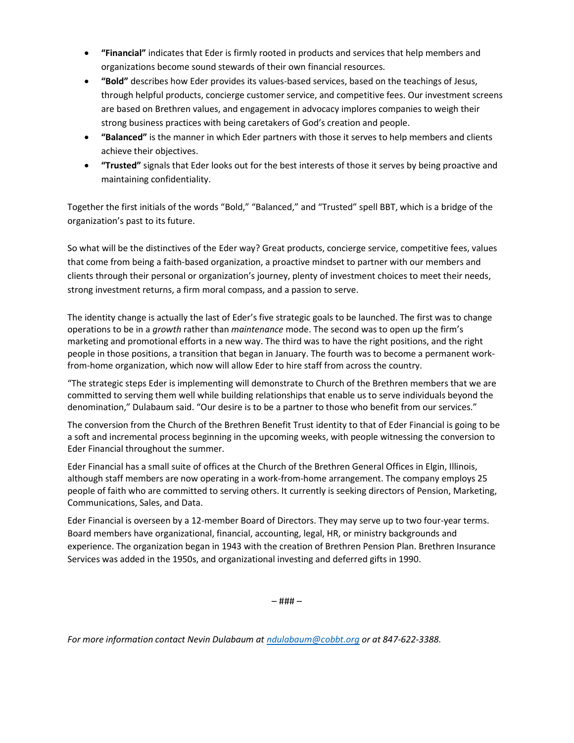- **"Financial"** indicates that Eder is firmly rooted in products and services that help members and organizations become sound stewards of their own financial resources.
- **"Bold"** describes how Eder provides its values-based services, based on the teachings of Jesus, through helpful products, concierge customer service, and competitive fees. Our investment screens are based on Brethren values, and engagement in advocacy implores companies to weigh their strong business practices with being caretakers of God's creation and people.
- **"Balanced"** is the manner in which Eder partners with those it serves to help members and clients achieve their objectives.
- **"Trusted"** signals that Eder looks out for the best interests of those it serves by being proactive and maintaining confidentiality.

Together the first initials of the words "Bold," "Balanced," and "Trusted" spell BBT, which is a bridge of the organization's past to its future.

So what will be the distinctives of the Eder way? Great products, concierge service, competitive fees, values that come from being a faith-based organization, a proactive mindset to partner with our members and clients through their personal or organization's journey, plenty of investment choices to meet their needs, strong investment returns, a firm moral compass, and a passion to serve.

The identity change is actually the last of Eder's five strategic goals to be launched. The first was to change operations to be in a *growth* rather than *maintenance* mode. The second was to open up the firm's marketing and promotional efforts in a new way. The third was to have the right positions, and the right people in those positions, a transition that began in January. The fourth was to become a permanent work-from-home organization, which now will allow Eder to hire staff from across the country.

"The strategic steps Eder is implementing will demonstrate to Church of the Brethren members that we are committed to serving them well while building relationships that enable us to serve individuals beyond the denomination," Dulabaum said. "Our desire is to be a partner to those who benefit from our services."

The conversion from the Church of the Brethren Benefit Trust identity to that of Eder Financial is going to be a soft and incremental process beginning in the upcoming weeks, with people witnessing the conversion to Eder Financial throughout the summer.

Eder Financial has a small suite of offices at the Church of the Brethren General Offices in Elgin, Illinois, although staff members are now operating in a work-from-home arrangement. The company employs 25 people of faith who are committed to serving others. It currently is seeking directors of Pension, Marketing, Communications, Sales, and Data.

Eder Financial is overseen by a 12-member Board of Directors. They may serve up to two four-year terms. Board members have organizational, financial, accounting, legal, HR, or ministry backgrounds and experience. The organization began in 1943 with the creation of Brethren Pension Plan. Brethren Insurance Services was added in the 1950s, and organizational investing and deferred gifts in 1990.

– ### –

*For more information contact Nevin Dulabaum at ndulabaum@cobbt.org or at 847-622-3388.*